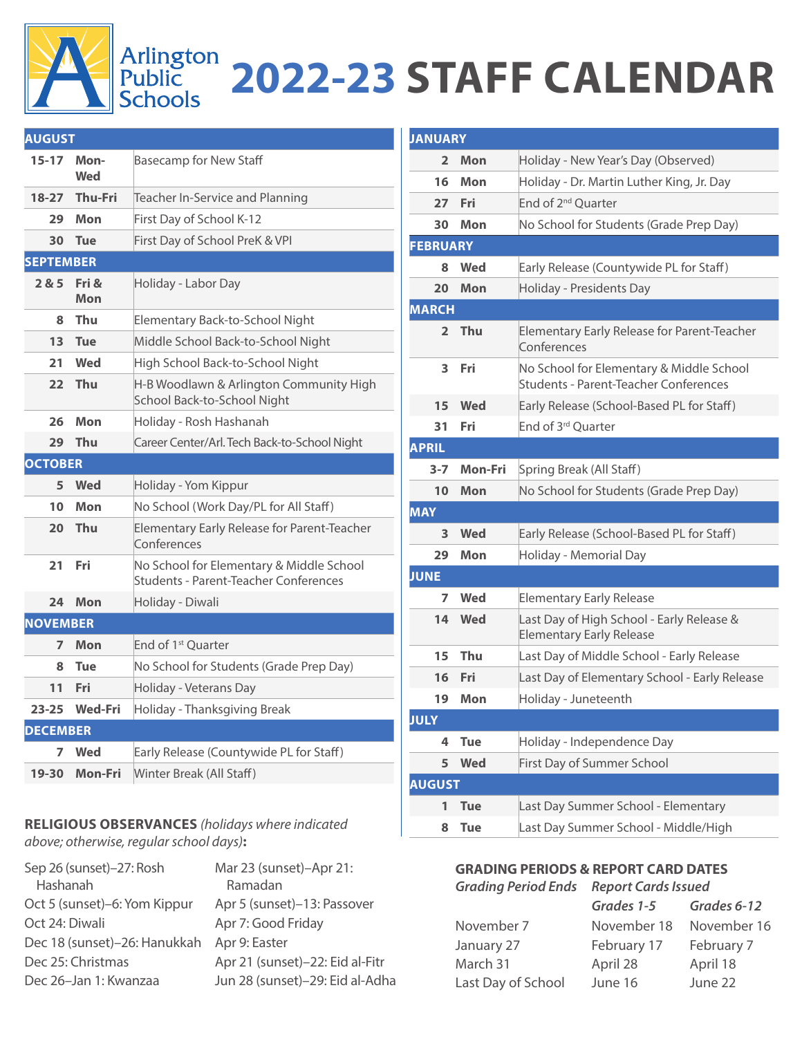# Arlington Public Schools 2022-23 STAFF CALENDAR

| Date | Day | Event |
|---|---|---|
| **AUGUST** | | |
| 15-17 | Mon-Wed | Basecamp for New Staff |
| 18-27 | Thu-Fri | Teacher In-Service and Planning |
| 29 | Mon | First Day of School K-12 |
| 30 | Tue | First Day of School PreK & VPI |
| **SEPTEMBER** | | |
| 2 & 5 | Fri & Mon | Holiday - Labor Day |
| 8 | Thu | Elementary Back-to-School Night |
| 13 | Tue | Middle School Back-to-School Night |
| 21 | Wed | High School Back-to-School Night |
| 22 | Thu | H-B Woodlawn & Arlington Community High School Back-to-School Night |
| 26 | Mon | Holiday - Rosh Hashanah |
| 29 | Thu | Career Center/Arl. Tech Back-to-School Night |
| **OCTOBER** | | |
| 5 | Wed | Holiday - Yom Kippur |
| 10 | Mon | No School (Work Day/PL for All Staff) |
| 20 | Thu | Elementary Early Release for Parent-Teacher Conferences |
| 21 | Fri | No School for Elementary & Middle School Students - Parent-Teacher Conferences |
| 24 | Mon | Holiday - Diwali |
| **NOVEMBER** | | |
| 7 | Mon | End of 1st Quarter |
| 8 | Tue | No School for Students (Grade Prep Day) |
| 11 | Fri | Holiday - Veterans Day |
| 23-25 | Wed-Fri | Holiday - Thanksgiving Break |
| **DECEMBER** | | |
| 7 | Wed | Early Release (Countywide PL for Staff) |
| 19-30 | Mon-Fri | Winter Break (All Staff) |
| **JANUARY** | | |
| 2 | Mon | Holiday - New Year's Day (Observed) |
| 16 | Mon | Holiday - Dr. Martin Luther King, Jr. Day |
| 27 | Fri | End of 2nd Quarter |
| 30 | Mon | No School for Students (Grade Prep Day) |
| **FEBRUARY** | | |
| 8 | Wed | Early Release (Countywide PL for Staff) |
| 20 | Mon | Holiday - Presidents Day |
| **MARCH** | | |
| 2 | Thu | Elementary Early Release for Parent-Teacher Conferences |
| 3 | Fri | No School for Elementary & Middle School Students - Parent-Teacher Conferences |
| 15 | Wed | Early Release (School-Based PL for Staff) |
| 31 | Fri | End of 3rd Quarter |
| **APRIL** | | |
| 3-7 | Mon-Fri | Spring Break (All Staff) |
| 10 | Mon | No School for Students (Grade Prep Day) |
| **MAY** | | |
| 3 | Wed | Early Release (School-Based PL for Staff) |
| 29 | Mon | Holiday - Memorial Day |
| **JUNE** | | |
| 7 | Wed | Elementary Early Release |
| 14 | Wed | Last Day of High School - Early Release & Elementary Early Release |
| 15 | Thu | Last Day of Middle School - Early Release |
| 16 | Fri | Last Day of Elementary School - Early Release |
| 19 | Mon | Holiday - Juneteenth |
| **JULY** | | |
| 4 | Tue | Holiday - Independence Day |
| 5 | Wed | First Day of Summer School |
| **AUGUST** | | |
| 1 | Tue | Last Day Summer School - Elementary |
| 8 | Tue | Last Day Summer School - Middle/High |

**RELIGIOUS OBSERVANCES** *(holidays where indicated above; otherwise, regular school days)***:**

- Sep 26 (sunset)–27: Rosh Hashanah
- Oct 5 (sunset)–6: Yom Kippur
- Oct 24: Diwali
- Dec 18 (sunset)–26: Hanukkah
- Dec 25: Christmas
- Dec 26–Jan 1: Kwanzaa
- Mar 23 (sunset)–Apr 21: Ramadan
- Apr 5 (sunset)–13: Passover
- Apr 7: Good Friday
- Apr 9: Easter
- Apr 21 (sunset)–22: Eid al-Fitr
- Jun 28 (sunset)–29: Eid al-Adha

**GRADING PERIODS & REPORT CARD DATES**

| *Grading Period Ends* | *Report Cards Issued* | |
|---|---|---|
| | *Grades 1-5* | *Grades 6-12* |
| November 7 | November 18 | November 16 |
| January 27 | February 17 | February 7 |
| March 31 | April 28 | April 18 |
| Last Day of School | June 16 | June 22 |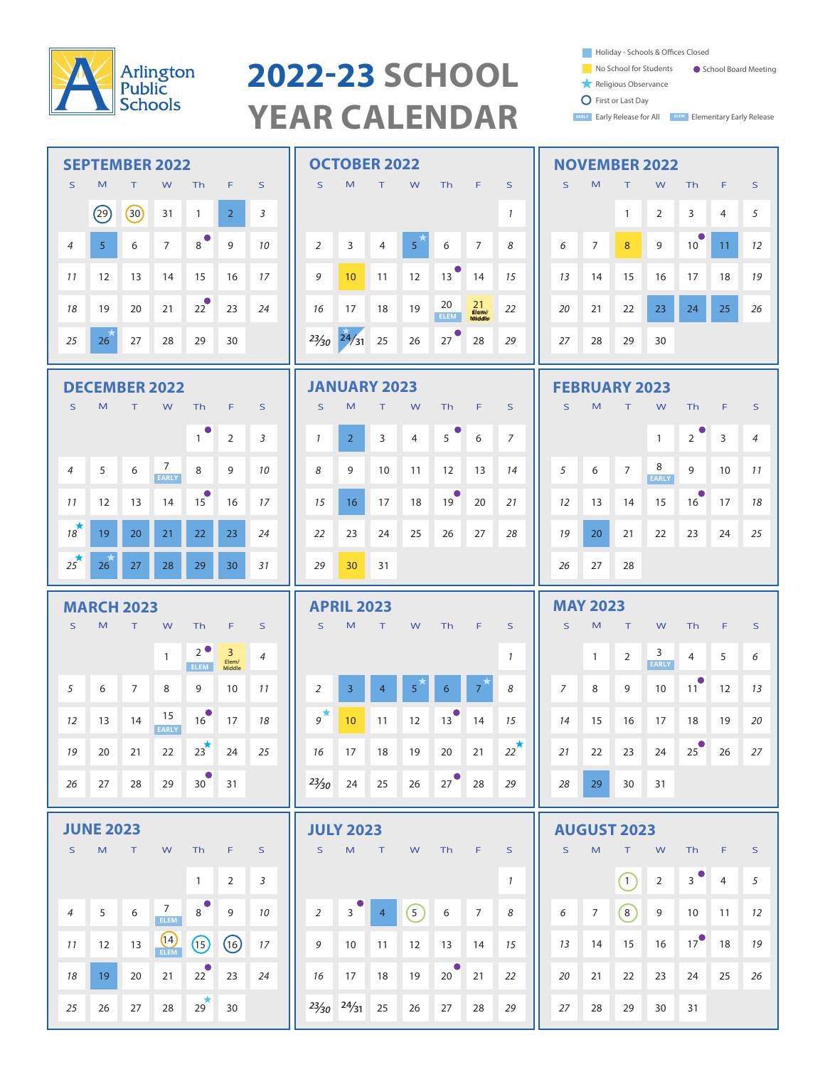Arlington Public Schools

# 2022-23 SCHOOL YEAR CALENDAR

- Holiday - Schools & Offices Closed
- No School for Students
- School Board Meeting
- Religious Observance
- First or Last Day
- EARLY: Early Release for All
- ELEM: Elementary Early Release

## SEPTEMBER 2022

| S | M | T | W | Th | F | S |
|---|---|---|---|---|---|---|
| | 29 | 30 | 31 | 1 | 2 | 3 |
| 4 | 5 | 6 | 7 | 8 | 9 | 10 |
| 11 | 12 | 13 | 14 | 15 | 16 | 17 |
| 18 | 19 | 20 | 21 | 22 | 23 | 24 |
| 25 | 26 | 27 | 28 | 29 | 30 | |

## OCTOBER 2022

| S | M | T | W | Th | F | S |
|---|---|---|---|---|---|---|
| | | | | | | 1 |
| 2 | 3 | 4 | 5 | 6 | 7 | 8 |
| 9 | 10 | 11 | 12 | 13 | 14 | 15 |
| 16 | 17 | 18 | 19 | 20 ELEM | 21 Elem/Middle | 22 |
| 23/30 | 24/31 | 25 | 26 | 27 | 28 | 29 |

## NOVEMBER 2022

| S | M | T | W | Th | F | S |
|---|---|---|---|---|---|---|
| | | 1 | 2 | 3 | 4 | 5 |
| 6 | 7 | 8 | 9 | 10 | 11 | 12 |
| 13 | 14 | 15 | 16 | 17 | 18 | 19 |
| 20 | 21 | 22 | 23 | 24 | 25 | 26 |
| 27 | 28 | 29 | 30 | | | |

## DECEMBER 2022

| S | M | T | W | Th | F | S |
|---|---|---|---|---|---|---|
| | | | | 1 | 2 | 3 |
| 4 | 5 | 6 | 7 EARLY | 8 | 9 | 10 |
| 11 | 12 | 13 | 14 | 15 | 16 | 17 |
| 18 | 19 | 20 | 21 | 22 | 23 | 24 |
| 25 | 26 | 27 | 28 | 29 | 30 | 31 |

## JANUARY 2023

| S | M | T | W | Th | F | S |
|---|---|---|---|---|---|---|
| 1 | 2 | 3 | 4 | 5 | 6 | 7 |
| 8 | 9 | 10 | 11 | 12 | 13 | 14 |
| 15 | 16 | 17 | 18 | 19 | 20 | 21 |
| 22 | 23 | 24 | 25 | 26 | 27 | 28 |
| 29 | 30 | 31 | | | | |

## FEBRUARY 2023

| S | M | T | W | Th | F | S |
|---|---|---|---|---|---|---|
| | | | 1 | 2 | 3 | 4 |
| 5 | 6 | 7 | 8 EARLY | 9 | 10 | 11 |
| 12 | 13 | 14 | 15 | 16 | 17 | 18 |
| 19 | 20 | 21 | 22 | 23 | 24 | 25 |
| 26 | 27 | 28 | | | | |

## MARCH 2023

| S | M | T | W | Th | F | S |
|---|---|---|---|---|---|---|
| | | | 1 | 2 ELEM | 3 Elem/Middle | 4 |
| 5 | 6 | 7 | 8 | 9 | 10 | 11 |
| 12 | 13 | 14 | 15 EARLY | 16 | 17 | 18 |
| 19 | 20 | 21 | 22 | 23 | 24 | 25 |
| 26 | 27 | 28 | 29 | 30 | 31 | |

## APRIL 2023

| S | M | T | W | Th | F | S |
|---|---|---|---|---|---|---|
| | | | | | | 1 |
| 2 | 3 | 4 | 5 | 6 | 7 | 8 |
| 9 | 10 | 11 | 12 | 13 | 14 | 15 |
| 16 | 17 | 18 | 19 | 20 | 21 | 22 |
| 23/30 | 24 | 25 | 26 | 27 | 28 | 29 |

## MAY 2023

| S | M | T | W | Th | F | S |
|---|---|---|---|---|---|---|
| | 1 | 2 | 3 EARLY | 4 | 5 | 6 |
| 7 | 8 | 9 | 10 | 11 | 12 | 13 |
| 14 | 15 | 16 | 17 | 18 | 19 | 20 |
| 21 | 22 | 23 | 24 | 25 | 26 | 27 |
| 28 | 29 | 30 | 31 | | | |

## JUNE 2023

| S | M | T | W | Th | F | S |
|---|---|---|---|---|---|---|
| | | | | 1 | 2 | 3 |
| 4 | 5 | 6 | 7 ELEM | 8 | 9 | 10 |
| 11 | 12 | 13 | 14 ELEM | 15 | 16 | 17 |
| 18 | 19 | 20 | 21 | 22 | 23 | 24 |
| 25 | 26 | 27 | 28 | 29 | 30 | |

## JULY 2023

| S | M | T | W | Th | F | S |
|---|---|---|---|---|---|---|
| | | | | | | 1 |
| 2 | 3 | 4 | 5 | 6 | 7 | 8 |
| 9 | 10 | 11 | 12 | 13 | 14 | 15 |
| 16 | 17 | 18 | 19 | 20 | 21 | 22 |
| 23/30 | 24/31 | 25 | 26 | 27 | 28 | 29 |

## AUGUST 2023

| S | M | T | W | Th | F | S |
|---|---|---|---|---|---|---|
| | | 1 | 2 | 3 | 4 | 5 |
| 6 | 7 | 8 | 9 | 10 | 11 | 12 |
| 13 | 14 | 15 | 16 | 17 | 18 | 19 |
| 20 | 21 | 22 | 23 | 24 | 25 | 26 |
| 27 | 28 | 29 | 30 | 31 | | |